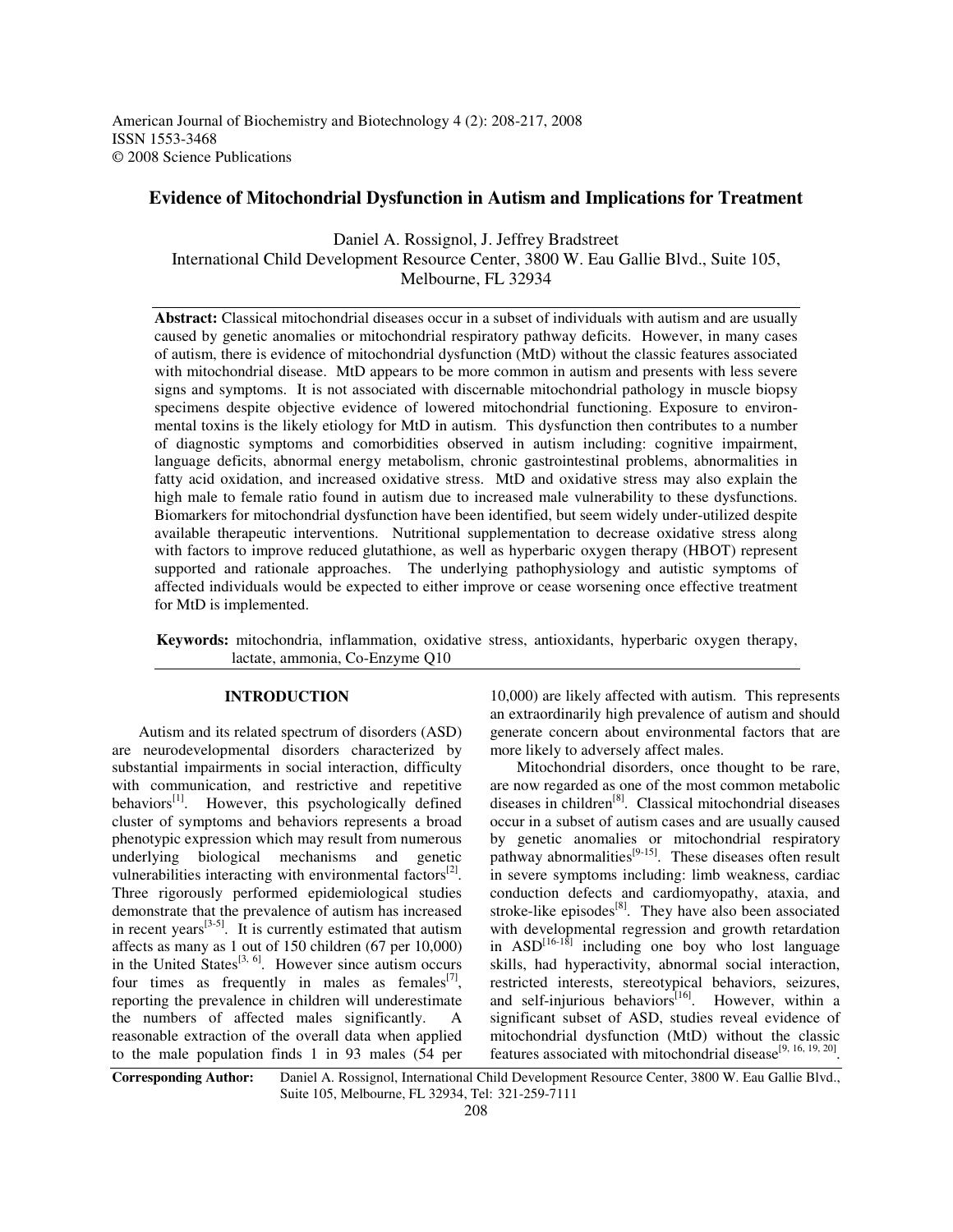American Journal of Biochemistry and Biotechnology 4 (2): 208-217, 2008
ISSN 1553-3468
© 2008 Science Publications

# Evidence of Mitochondrial Dysfunction in Autism and Implications for Treatment

Daniel A. Rossignol, J. Jeffrey Bradstreet
International Child Development Resource Center, 3800 W. Eau Gallie Blvd., Suite 105, Melbourne, FL 32934

**Abstract:** Classical mitochondrial diseases occur in a subset of individuals with autism and are usually caused by genetic anomalies or mitochondrial respiratory pathway deficits. However, in many cases of autism, there is evidence of mitochondrial dysfunction (MtD) without the classic features associated with mitochondrial disease. MtD appears to be more common in autism and presents with less severe signs and symptoms. It is not associated with discernable mitochondrial pathology in muscle biopsy specimens despite objective evidence of lowered mitochondrial functioning. Exposure to environmental toxins is the likely etiology for MtD in autism. This dysfunction then contributes to a number of diagnostic symptoms and comorbidities observed in autism including: cognitive impairment, language deficits, abnormal energy metabolism, chronic gastrointestinal problems, abnormalities in fatty acid oxidation, and increased oxidative stress. MtD and oxidative stress may also explain the high male to female ratio found in autism due to increased male vulnerability to these dysfunctions. Biomarkers for mitochondrial dysfunction have been identified, but seem widely under-utilized despite available therapeutic interventions. Nutritional supplementation to decrease oxidative stress along with factors to improve reduced glutathione, as well as hyperbaric oxygen therapy (HBOT) represent supported and rationale approaches. The underlying pathophysiology and autistic symptoms of affected individuals would be expected to either improve or cease worsening once effective treatment for MtD is implemented.

**Keywords:** mitochondria, inflammation, oxidative stress, antioxidants, hyperbaric oxygen therapy, lactate, ammonia, Co-Enzyme Q10

## INTRODUCTION

Autism and its related spectrum of disorders (ASD) are neurodevelopmental disorders characterized by substantial impairments in social interaction, difficulty with communication, and restrictive and repetitive behaviors[1]. However, this psychologically defined cluster of symptoms and behaviors represents a broad phenotypic expression which may result from numerous underlying biological mechanisms and genetic vulnerabilities interacting with environmental factors[2]. Three rigorously performed epidemiological studies demonstrate that the prevalence of autism has increased in recent years[3-5]. It is currently estimated that autism affects as many as 1 out of 150 children (67 per 10,000) in the United States[3, 6]. However since autism occurs four times as frequently in males as females[7], reporting the prevalence in children will underestimate the numbers of affected males significantly. A reasonable extraction of the overall data when applied to the male population finds 1 in 93 males (54 per 10,000) are likely affected with autism. This represents an extraordinarily high prevalence of autism and should generate concern about environmental factors that are more likely to adversely affect males.

Mitochondrial disorders, once thought to be rare, are now regarded as one of the most common metabolic diseases in children[8]. Classical mitochondrial diseases occur in a subset of autism cases and are usually caused by genetic anomalies or mitochondrial respiratory pathway abnormalities[9-15]. These diseases often result in severe symptoms including: limb weakness, cardiac conduction defects and cardiomyopathy, ataxia, and stroke-like episodes[8]. They have also been associated with developmental regression and growth retardation in ASD[16-18] including one boy who lost language skills, had hyperactivity, abnormal social interaction, restricted interests, stereotypical behaviors, seizures, and self-injurious behaviors[16]. However, within a significant subset of ASD, studies reveal evidence of mitochondrial dysfunction (MtD) without the classic features associated with mitochondrial disease[9, 16, 19, 20].

**Corresponding Author:** Daniel A. Rossignol, International Child Development Resource Center, 3800 W. Eau Gallie Blvd., Suite 105, Melbourne, FL 32934, Tel: 321-259-7111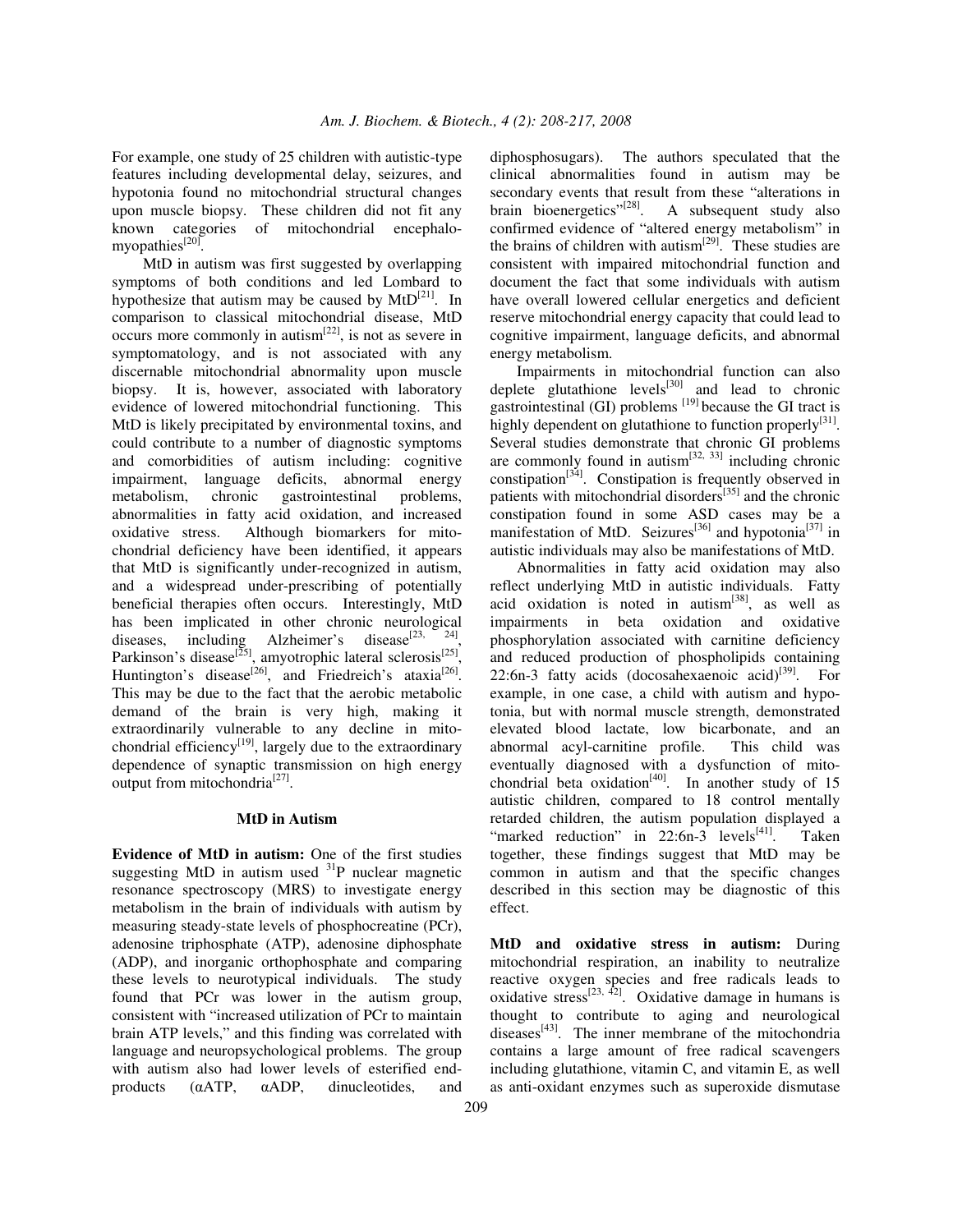For example, one study of 25 children with autistic-type features including developmental delay, seizures, and hypotonia found no mitochondrial structural changes upon muscle biopsy. These children did not fit any known categories of mitochondrial encephalomyopathies[20].

MtD in autism was first suggested by overlapping symptoms of both conditions and led Lombard to hypothesize that autism may be caused by MtD[21]. In comparison to classical mitochondrial disease, MtD occurs more commonly in autism[22], is not as severe in symptomatology, and is not associated with any discernable mitochondrial abnormality upon muscle biopsy. It is, however, associated with laboratory evidence of lowered mitochondrial functioning. This MtD is likely precipitated by environmental toxins, and could contribute to a number of diagnostic symptoms and comorbidities of autism including: cognitive impairment, language deficits, abnormal energy metabolism, chronic gastrointestinal problems, abnormalities in fatty acid oxidation, and increased oxidative stress. Although biomarkers for mitochondrial deficiency have been identified, it appears that MtD is significantly under-recognized in autism, and a widespread under-prescribing of potentially beneficial therapies often occurs. Interestingly, MtD has been implicated in other chronic neurological diseases, including Alzheimer's disease[23, 24], Parkinson's disease[25], amyotrophic lateral sclerosis[25], Huntington's disease[26], and Friedreich's ataxia[26]. This may be due to the fact that the aerobic metabolic demand of the brain is very high, making it extraordinarily vulnerable to any decline in mitochondrial efficiency[19], largely due to the extraordinary dependence of synaptic transmission on high energy output from mitochondria[27].

## MtD in Autism

**Evidence of MtD in autism:** One of the first studies suggesting MtD in autism used $^{31}$P nuclear magnetic resonance spectroscopy (MRS) to investigate energy metabolism in the brain of individuals with autism by measuring steady-state levels of phosphocreatine (PCr), adenosine triphosphate (ATP), adenosine diphosphate (ADP), and inorganic orthophosphate and comparing these levels to neurotypical individuals. The study found that PCr was lower in the autism group, consistent with "increased utilization of PCr to maintain brain ATP levels," and this finding was correlated with language and neuropsychological problems. The group with autism also had lower levels of esterified end-products (αATP, αADP, dinucleotides, and diphosphosugars). The authors speculated that the clinical abnormalities found in autism may be secondary events that result from these "alterations in brain bioenergetics"[28]. A subsequent study also confirmed evidence of "altered energy metabolism" in the brains of children with autism[29]. These studies are consistent with impaired mitochondrial function and document the fact that some individuals with autism have overall lowered cellular energetics and deficient reserve mitochondrial energy capacity that could lead to cognitive impairment, language deficits, and abnormal energy metabolism.

Impairments in mitochondrial function can also deplete glutathione levels[30] and lead to chronic gastrointestinal (GI) problems [19] because the GI tract is highly dependent on glutathione to function properly[31]. Several studies demonstrate that chronic GI problems are commonly found in autism[32, 33] including chronic constipation[34]. Constipation is frequently observed in patients with mitochondrial disorders[35] and the chronic constipation found in some ASD cases may be a manifestation of MtD. Seizures[36] and hypotonia[37] in autistic individuals may also be manifestations of MtD.

Abnormalities in fatty acid oxidation may also reflect underlying MtD in autistic individuals. Fatty acid oxidation is noted in autism[38], as well as impairments in beta oxidation and oxidative phosphorylation associated with carnitine deficiency and reduced production of phospholipids containing 22:6n-3 fatty acids (docosahexaenoic acid)[39]. For example, in one case, a child with autism and hypotonia, but with normal muscle strength, demonstrated elevated blood lactate, low bicarbonate, and an abnormal acyl-carnitine profile. This child was eventually diagnosed with a dysfunction of mitochondrial beta oxidation[40]. In another study of 15 autistic children, compared to 18 control mentally retarded children, the autism population displayed a "marked reduction" in 22:6n-3 levels[41]. Taken together, these findings suggest that MtD may be common in autism and that the specific changes described in this section may be diagnostic of this effect.

**MtD and oxidative stress in autism:** During mitochondrial respiration, an inability to neutralize reactive oxygen species and free radicals leads to oxidative stress[23, 42]. Oxidative damage in humans is thought to contribute to aging and neurological diseases[43]. The inner membrane of the mitochondria contains a large amount of free radical scavengers including glutathione, vitamin C, and vitamin E, as well as anti-oxidant enzymes such as superoxide dismutase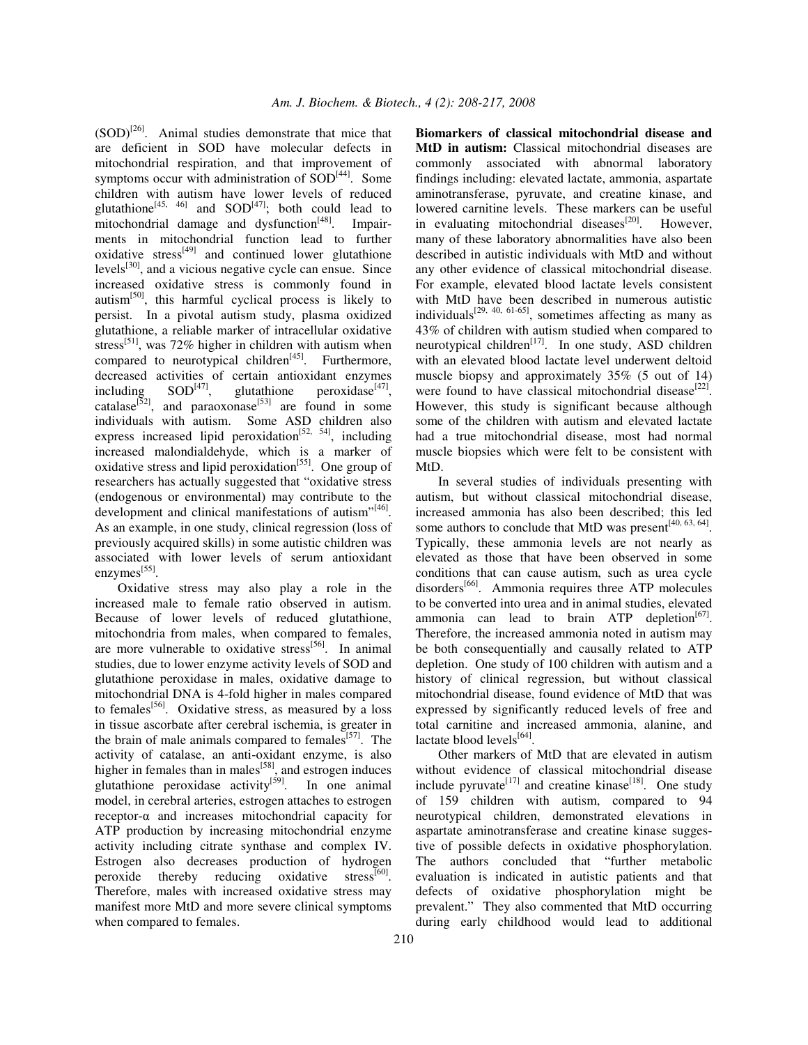(SOD)[26]. Animal studies demonstrate that mice that are deficient in SOD have molecular defects in mitochondrial respiration, and that improvement of symptoms occur with administration of SOD[44]. Some children with autism have lower levels of reduced glutathione[45, 46] and SOD[47]; both could lead to mitochondrial damage and dysfunction[48]. Impairments in mitochondrial function lead to further oxidative stress[49] and continued lower glutathione levels[30], and a vicious negative cycle can ensue. Since increased oxidative stress is commonly found in autism[50], this harmful cyclical process is likely to persist. In a pivotal autism study, plasma oxidized glutathione, a reliable marker of intracellular oxidative stress[51], was 72% higher in children with autism when compared to neurotypical children[45]. Furthermore, decreased activities of certain antioxidant enzymes including SOD[47], glutathione peroxidase[47], catalase[52], and paraoxonase[53] are found in some individuals with autism. Some ASD children also express increased lipid peroxidation[52, 54], including increased malondialdehyde, which is a marker of oxidative stress and lipid peroxidation[55]. One group of researchers has actually suggested that "oxidative stress (endogenous or environmental) may contribute to the development and clinical manifestations of autism"[46]. As an example, in one study, clinical regression (loss of previously acquired skills) in some autistic children was associated with lower levels of serum antioxidant enzymes[55].

Oxidative stress may also play a role in the increased male to female ratio observed in autism. Because of lower levels of reduced glutathione, mitochondria from males, when compared to females, are more vulnerable to oxidative stress[56]. In animal studies, due to lower enzyme activity levels of SOD and glutathione peroxidase in males, oxidative damage to mitochondrial DNA is 4-fold higher in males compared to females[56]. Oxidative stress, as measured by a loss in tissue ascorbate after cerebral ischemia, is greater in the brain of male animals compared to females[57]. The activity of catalase, an anti-oxidant enzyme, is also higher in females than in males[58], and estrogen induces glutathione peroxidase activity[59]. In one animal model, in cerebral arteries, estrogen attaches to estrogen receptor-α and increases mitochondrial capacity for ATP production by increasing mitochondrial enzyme activity including citrate synthase and complex IV. Estrogen also decreases production of hydrogen peroxide thereby reducing oxidative stress[60]. Therefore, males with increased oxidative stress may manifest more MtD and more severe clinical symptoms when compared to females.

**Biomarkers of classical mitochondrial disease and MtD in autism:** Classical mitochondrial diseases are commonly associated with abnormal laboratory findings including: elevated lactate, ammonia, aspartate aminotransferase, pyruvate, and creatine kinase, and lowered carnitine levels. These markers can be useful in evaluating mitochondrial diseases[20]. However, many of these laboratory abnormalities have also been described in autistic individuals with MtD and without any other evidence of classical mitochondrial disease. For example, elevated blood lactate levels consistent with MtD have been described in numerous autistic individuals[29, 40, 61-65], sometimes affecting as many as 43% of children with autism studied when compared to neurotypical children[17]. In one study, ASD children with an elevated blood lactate level underwent deltoid muscle biopsy and approximately 35% (5 out of 14) were found to have classical mitochondrial disease[22]. However, this study is significant because although some of the children with autism and elevated lactate had a true mitochondrial disease, most had normal muscle biopsies which were felt to be consistent with MtD.

In several studies of individuals presenting with autism, but without classical mitochondrial disease, increased ammonia has also been described; this led some authors to conclude that MtD was present[40, 63, 64]. Typically, these ammonia levels are not nearly as elevated as those that have been observed in some conditions that can cause autism, such as urea cycle disorders[66]. Ammonia requires three ATP molecules to be converted into urea and in animal studies, elevated ammonia can lead to brain ATP depletion[67]. Therefore, the increased ammonia noted in autism may be both consequentially and causally related to ATP depletion. One study of 100 children with autism and a history of clinical regression, but without classical mitochondrial disease, found evidence of MtD that was expressed by significantly reduced levels of free and total carnitine and increased ammonia, alanine, and lactate blood levels[64].

Other markers of MtD that are elevated in autism without evidence of classical mitochondrial disease include pyruvate[17] and creatine kinase[18]. One study of 159 children with autism, compared to 94 neurotypical children, demonstrated elevations in aspartate aminotransferase and creatine kinase suggestive of possible defects in oxidative phosphorylation. The authors concluded that "further metabolic evaluation is indicated in autistic patients and that defects of oxidative phosphorylation might be prevalent." They also commented that MtD occurring during early childhood would lead to additional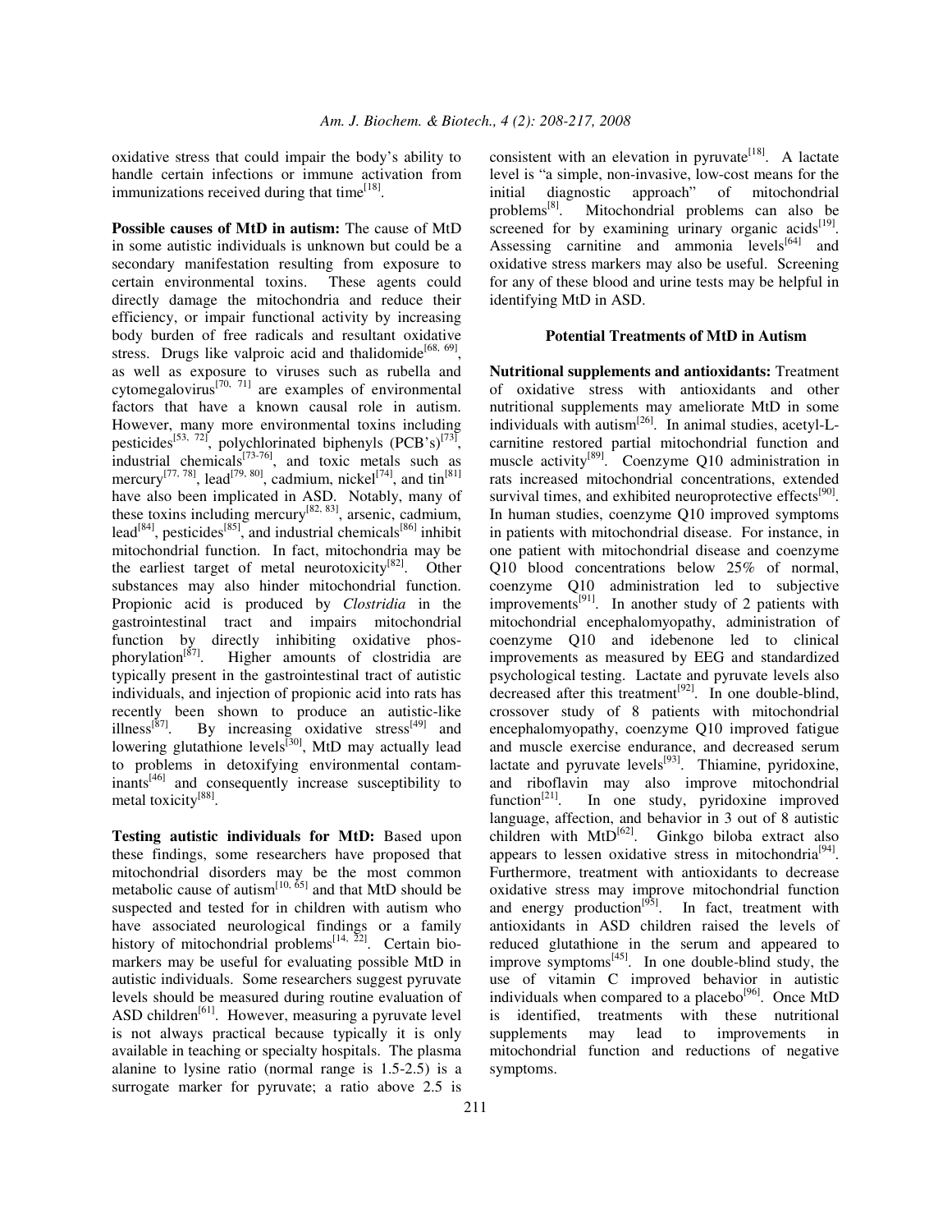oxidative stress that could impair the body's ability to handle certain infections or immune activation from immunizations received during that time[18].

**Possible causes of MtD in autism:** The cause of MtD in some autistic individuals is unknown but could be a secondary manifestation resulting from exposure to certain environmental toxins. These agents could directly damage the mitochondria and reduce their efficiency, or impair functional activity by increasing body burden of free radicals and resultant oxidative stress. Drugs like valproic acid and thalidomide[68, 69], as well as exposure to viruses such as rubella and cytomegalovirus[70, 71] are examples of environmental factors that have a known causal role in autism. However, many more environmental toxins including pesticides[53, 72], polychlorinated biphenyls (PCB's)[73], industrial chemicals[73-76], and toxic metals such as mercury[77, 78], lead[79, 80], cadmium, nickel[74], and tin[81] have also been implicated in ASD. Notably, many of these toxins including mercury[82, 83], arsenic, cadmium, lead[84], pesticides[85], and industrial chemicals[86] inhibit mitochondrial function. In fact, mitochondria may be the earliest target of metal neurotoxicity[82]. Other substances may also hinder mitochondrial function. Propionic acid is produced by *Clostridia* in the gastrointestinal tract and impairs mitochondrial function by directly inhibiting oxidative phosphorylation[87]. Higher amounts of clostridia are typically present in the gastrointestinal tract of autistic individuals, and injection of propionic acid into rats has recently been shown to produce an autistic-like illness[87]. By increasing oxidative stress[49] and lowering glutathione levels[30], MtD may actually lead to problems in detoxifying environmental contaminants[46] and consequently increase susceptibility to metal toxicity[88].

**Testing autistic individuals for MtD:** Based upon these findings, some researchers have proposed that mitochondrial disorders may be the most common metabolic cause of autism[10, 65] and that MtD should be suspected and tested for in children with autism who have associated neurological findings or a family history of mitochondrial problems[14, 22]. Certain biomarkers may be useful for evaluating possible MtD in autistic individuals. Some researchers suggest pyruvate levels should be measured during routine evaluation of ASD children[61]. However, measuring a pyruvate level is not always practical because typically it is only available in teaching or specialty hospitals. The plasma alanine to lysine ratio (normal range is 1.5-2.5) is a surrogate marker for pyruvate; a ratio above 2.5 is consistent with an elevation in pyruvate[18]. A lactate level is "a simple, non-invasive, low-cost means for the initial diagnostic approach" of mitochondrial problems[8]. Mitochondrial problems can also be screened for by examining urinary organic acids[19]. Assessing carnitine and ammonia levels[64] and oxidative stress markers may also be useful. Screening for any of these blood and urine tests may be helpful in identifying MtD in ASD.

## Potential Treatments of MtD in Autism

**Nutritional supplements and antioxidants:** Treatment of oxidative stress with antioxidants and other nutritional supplements may ameliorate MtD in some individuals with autism[26]. In animal studies, acetyl-L-carnitine restored partial mitochondrial function and muscle activity[89]. Coenzyme Q10 administration in rats increased mitochondrial concentrations, extended survival times, and exhibited neuroprotective effects[90]. In human studies, coenzyme Q10 improved symptoms in patients with mitochondrial disease. For instance, in one patient with mitochondrial disease and coenzyme Q10 blood concentrations below 25% of normal, coenzyme Q10 administration led to subjective improvements[91]. In another study of 2 patients with mitochondrial encephalomyopathy, administration of coenzyme Q10 and idebenone led to clinical improvements as measured by EEG and standardized psychological testing. Lactate and pyruvate levels also decreased after this treatment[92]. In one double-blind, crossover study of 8 patients with mitochondrial encephalomyopathy, coenzyme Q10 improved fatigue and muscle exercise endurance, and decreased serum lactate and pyruvate levels[93]. Thiamine, pyridoxine, and riboflavin may also improve mitochondrial function[21]. In one study, pyridoxine improved language, affection, and behavior in 3 out of 8 autistic children with MtD[62]. Ginkgo biloba extract also appears to lessen oxidative stress in mitochondria[94]. Furthermore, treatment with antioxidants to decrease oxidative stress may improve mitochondrial function and energy production[95]. In fact, treatment with antioxidants in ASD children raised the levels of reduced glutathione in the serum and appeared to improve symptoms[45]. In one double-blind study, the use of vitamin C improved behavior in autistic individuals when compared to a placebo[96]. Once MtD is identified, treatments with these nutritional supplements may lead to improvements in mitochondrial function and reductions of negative symptoms.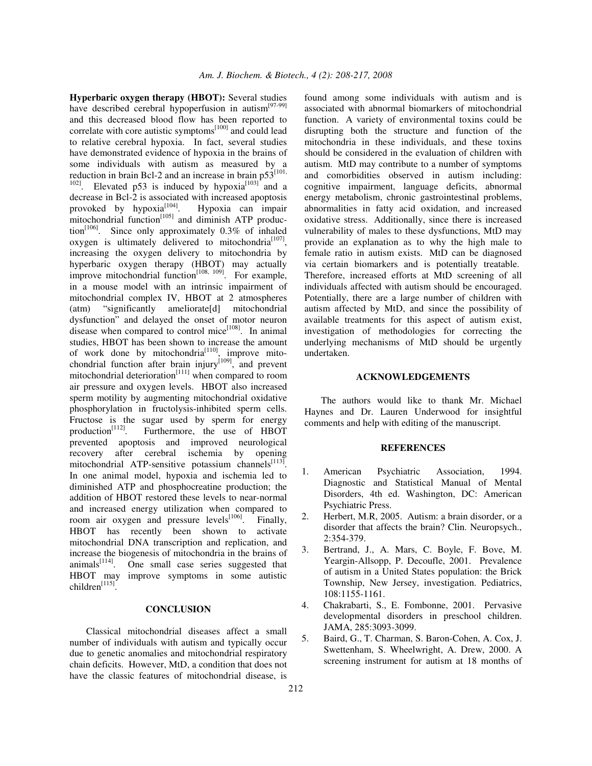**Hyperbaric oxygen therapy (HBOT):** Several studies have described cerebral hypoperfusion in autism[97-99] and this decreased blood flow has been reported to correlate with core autistic symptoms[100] and could lead to relative cerebral hypoxia. In fact, several studies have demonstrated evidence of hypoxia in the brains of some individuals with autism as measured by a reduction in brain Bcl-2 and an increase in brain p53[101, 102]. Elevated p53 is induced by hypoxia[103] and a decrease in Bcl-2 is associated with increased apoptosis provoked by hypoxia[104]. Hypoxia can impair mitochondrial function[105] and diminish ATP production[106]. Since only approximately 0.3% of inhaled oxygen is ultimately delivered to mitochondria[107], increasing the oxygen delivery to mitochondria by hyperbaric oxygen therapy (HBOT) may actually improve mitochondrial function[108, 109]. For example, in a mouse model with an intrinsic impairment of mitochondrial complex IV, HBOT at 2 atmospheres (atm) "significantly ameliorate[d] mitochondrial dysfunction" and delayed the onset of motor neuron disease when compared to control mice[108]. In animal studies, HBOT has been shown to increase the amount of work done by mitochondria[110], improve mitochondrial function after brain injury[109], and prevent mitochondrial deterioration[111] when compared to room air pressure and oxygen levels. HBOT also increased sperm motility by augmenting mitochondrial oxidative phosphorylation in fructolysis-inhibited sperm cells. Fructose is the sugar used by sperm for energy production[112]. Furthermore, the use of HBOT prevented apoptosis and improved neurological recovery after cerebral ischemia by opening mitochondrial ATP-sensitive potassium channels[113]. In one animal model, hypoxia and ischemia led to diminished ATP and phosphocreatine production; the addition of HBOT restored these levels to near-normal and increased energy utilization when compared to room air oxygen and pressure levels[106]. Finally, HBOT has recently been shown to activate mitochondrial DNA transcription and replication, and increase the biogenesis of mitochondria in the brains of animals[114]. One small case series suggested that HBOT may improve symptoms in some autistic children[115].

## CONCLUSION

Classical mitochondrial diseases affect a small number of individuals with autism and typically occur due to genetic anomalies and mitochondrial respiratory chain deficits. However, MtD, a condition that does not have the classic features of mitochondrial disease, is found among some individuals with autism and is associated with abnormal biomarkers of mitochondrial function. A variety of environmental toxins could be disrupting both the structure and function of the mitochondria in these individuals, and these toxins should be considered in the evaluation of children with autism. MtD may contribute to a number of symptoms and comorbidities observed in autism including: cognitive impairment, language deficits, abnormal energy metabolism, chronic gastrointestinal problems, abnormalities in fatty acid oxidation, and increased oxidative stress. Additionally, since there is increased vulnerability of males to these dysfunctions, MtD may provide an explanation as to why the high male to female ratio in autism exists. MtD can be diagnosed via certain biomarkers and is potentially treatable. Therefore, increased efforts at MtD screening of all individuals affected with autism should be encouraged. Potentially, there are a large number of children with autism affected by MtD, and since the possibility of available treatments for this aspect of autism exist, investigation of methodologies for correcting the underlying mechanisms of MtD should be urgently undertaken.

## ACKNOWLEDGEMENTS

The authors would like to thank Mr. Michael Haynes and Dr. Lauren Underwood for insightful comments and help with editing of the manuscript.

## REFERENCES

1. American Psychiatric Association, 1994. Diagnostic and Statistical Manual of Mental Disorders, 4th ed. Washington, DC: American Psychiatric Press.
2. Herbert, M.R, 2005. Autism: a brain disorder, or a disorder that affects the brain? Clin. Neuropsych., 2:354-379.
3. Bertrand, J., A. Mars, C. Boyle, F. Bove, M. Yeargin-Allsopp, P. Decoufle, 2001. Prevalence of autism in a United States population: the Brick Township, New Jersey, investigation. Pediatrics, 108:1155-1161.
4. Chakrabarti, S., E. Fombonne, 2001. Pervasive developmental disorders in preschool children. JAMA, 285:3093-3099.
5. Baird, G., T. Charman, S. Baron-Cohen, A. Cox, J. Swettenham, S. Wheelwright, A. Drew, 2000. A screening instrument for autism at 18 months of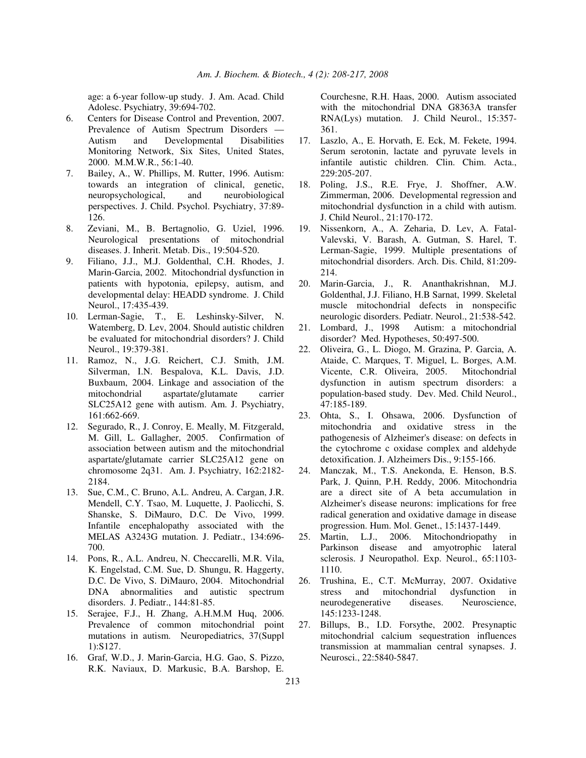age: a 6-year follow-up study. J. Am. Acad. Child Adolesc. Psychiatry, 39:694-702.

6. Centers for Disease Control and Prevention, 2007. Prevalence of Autism Spectrum Disorders — Autism and Developmental Disabilities Monitoring Network, Six Sites, United States, 2000. M.M.W.R., 56:1-40.
7. Bailey, A., W. Phillips, M. Rutter, 1996. Autism: towards an integration of clinical, genetic, neuropsychological, and neurobiological perspectives. J. Child. Psychol. Psychiatry, 37:89-126.
8. Zeviani, M., B. Bertagnolio, G. Uziel, 1996. Neurological presentations of mitochondrial diseases. J. Inherit. Metab. Dis., 19:504-520.
9. Filiano, J.J., M.J. Goldenthal, C.H. Rhodes, J. Marin-Garcia, 2002. Mitochondrial dysfunction in patients with hypotonia, epilepsy, autism, and developmental delay: HEADD syndrome. J. Child Neurol., 17:435-439.
10. Lerman-Sagie, T., E. Leshinsky-Silver, N. Watemberg, D. Lev, 2004. Should autistic children be evaluated for mitochondrial disorders? J. Child Neurol., 19:379-381.
11. Ramoz, N., J.G. Reichert, C.J. Smith, J.M. Silverman, I.N. Bespalova, K.L. Davis, J.D. Buxbaum, 2004. Linkage and association of the mitochondrial aspartate/glutamate carrier SLC25A12 gene with autism. Am. J. Psychiatry, 161:662-669.
12. Segurado, R., J. Conroy, E. Meally, M. Fitzgerald, M. Gill, L. Gallagher, 2005. Confirmation of association between autism and the mitochondrial aspartate/glutamate carrier SLC25A12 gene on chromosome 2q31. Am. J. Psychiatry, 162:2182-2184.
13. Sue, C.M., C. Bruno, A.L. Andreu, A. Cargan, J.R. Mendell, C.Y. Tsao, M. Luquette, J. Paolicchi, S. Shanske, S. DiMauro, D.C. De Vivo, 1999. Infantile encephalopathy associated with the MELAS A3243G mutation. J. Pediatr., 134:696-700.
14. Pons, R., A.L. Andreu, N. Checcarelli, M.R. Vila, K. Engelstad, C.M. Sue, D. Shungu, R. Haggerty, D.C. De Vivo, S. DiMauro, 2004. Mitochondrial DNA abnormalities and autistic spectrum disorders. J. Pediatr., 144:81-85.
15. Serajee, F.J., H. Zhang, A.H.M.M Huq, 2006. Prevalence of common mitochondrial point mutations in autism. Neuropediatrics, 37(Suppl 1):S127.
16. Graf, W.D., J. Marin-Garcia, H.G. Gao, S. Pizzo, R.K. Naviaux, D. Markusic, B.A. Barshop, E. Courchesne, R.H. Haas, 2000. Autism associated with the mitochondrial DNA G8363A transfer RNA(Lys) mutation. J. Child Neurol., 15:357-361.
17. Laszlo, A., E. Horvath, E. Eck, M. Fekete, 1994. Serum serotonin, lactate and pyruvate levels in infantile autistic children. Clin. Chim. Acta., 229:205-207.
18. Poling, J.S., R.E. Frye, J. Shoffner, A.W. Zimmerman, 2006. Developmental regression and mitochondrial dysfunction in a child with autism. J. Child Neurol., 21:170-172.
19. Nissenkorn, A., A. Zeharia, D. Lev, A. Fatal-Valevski, V. Barash, A. Gutman, S. Harel, T. Lerman-Sagie, 1999. Multiple presentations of mitochondrial disorders. Arch. Dis. Child, 81:209-214.
20. Marin-Garcia, J., R. Ananthakrishnan, M.J. Goldenthal, J.J. Filiano, H.B Sarnat, 1999. Skeletal muscle mitochondrial defects in nonspecific neurologic disorders. Pediatr. Neurol., 21:538-542.
21. Lombard, J., 1998 Autism: a mitochondrial disorder? Med. Hypotheses, 50:497-500.
22. Oliveira, G., L. Diogo, M. Grazina, P. Garcia, A. Ataide, C. Marques, T. Miguel, L. Borges, A.M. Vicente, C.R. Oliveira, 2005. Mitochondrial dysfunction in autism spectrum disorders: a population-based study. Dev. Med. Child Neurol., 47:185-189.
23. Ohta, S., I. Ohsawa, 2006. Dysfunction of mitochondria and oxidative stress in the pathogenesis of Alzheimer's disease: on defects in the cytochrome c oxidase complex and aldehyde detoxification. J. Alzheimers Dis., 9:155-166.
24. Manczak, M., T.S. Anekonda, E. Henson, B.S. Park, J. Quinn, P.H. Reddy, 2006. Mitochondria are a direct site of A beta accumulation in Alzheimer's disease neurons: implications for free radical generation and oxidative damage in disease progression. Hum. Mol. Genet., 15:1437-1449.
25. Martin, L.J., 2006. Mitochondriopathy in Parkinson disease and amyotrophic lateral sclerosis. J Neuropathol. Exp. Neurol., 65:1103-1110.
26. Trushina, E., C.T. McMurray, 2007. Oxidative stress and mitochondrial dysfunction in neurodegenerative diseases. Neuroscience, 145:1233-1248.
27. Billups, B., I.D. Forsythe, 2002. Presynaptic mitochondrial calcium sequestration influences transmission at mammalian central synapses. J. Neurosci., 22:5840-5847.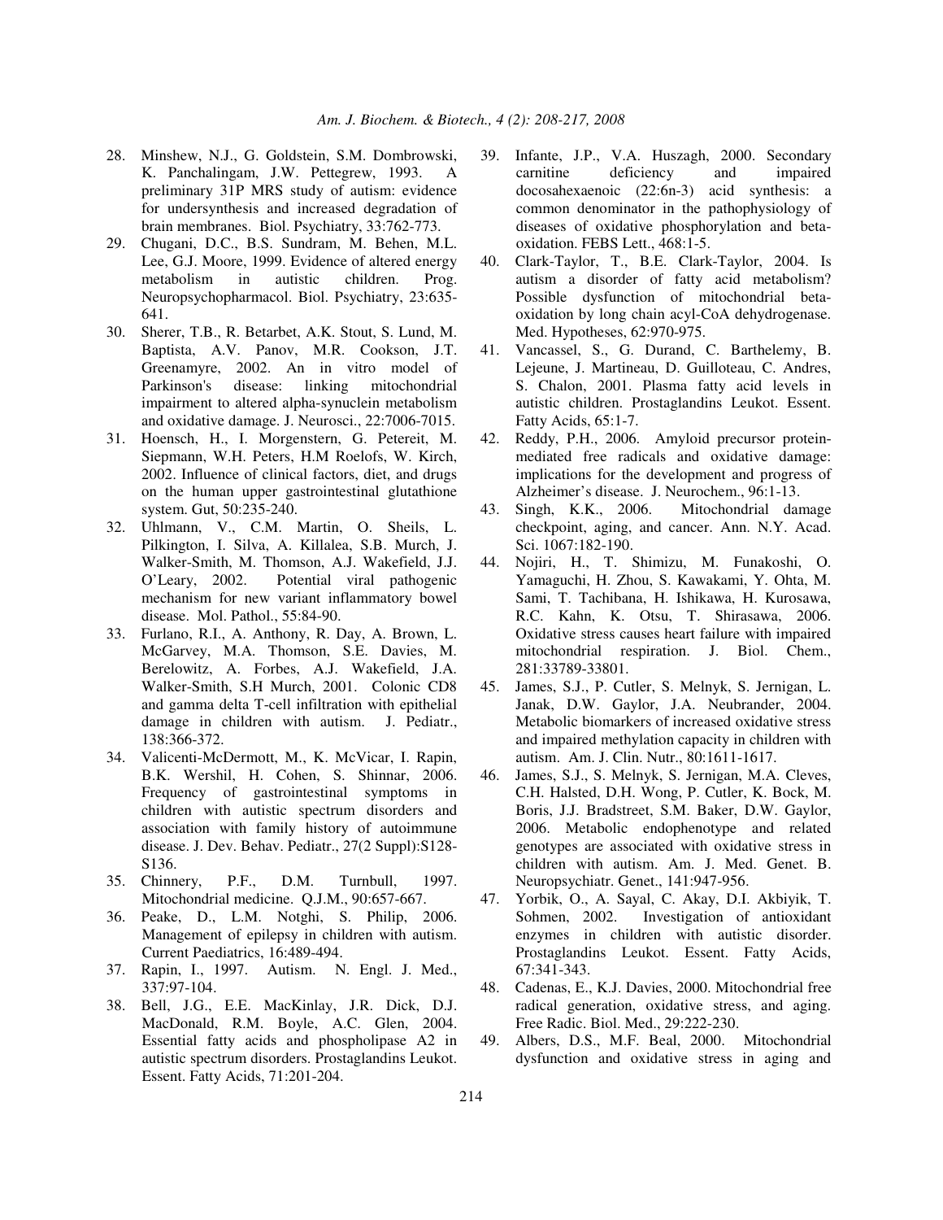28. Minshew, N.J., G. Goldstein, S.M. Dombrowski, K. Panchalingam, J.W. Pettegrew, 1993. A preliminary 31P MRS study of autism: evidence for undersynthesis and increased degradation of brain membranes. Biol. Psychiatry, 33:762-773.
29. Chugani, D.C., B.S. Sundram, M. Behen, M.L. Lee, G.J. Moore, 1999. Evidence of altered energy metabolism in autistic children. Prog. Neuropsychopharmacol. Biol. Psychiatry, 23:635-641.
30. Sherer, T.B., R. Betarbet, A.K. Stout, S. Lund, M. Baptista, A.V. Panov, M.R. Cookson, J.T. Greenamyre, 2002. An in vitro model of Parkinson's disease: linking mitochondrial impairment to altered alpha-synuclein metabolism and oxidative damage. J. Neurosci., 22:7006-7015.
31. Hoensch, H., I. Morgenstern, G. Petereit, M. Siepmann, W.H. Peters, H.M Roelofs, W. Kirch, 2002. Influence of clinical factors, diet, and drugs on the human upper gastrointestinal glutathione system. Gut, 50:235-240.
32. Uhlmann, V., C.M. Martin, O. Sheils, L. Pilkington, I. Silva, A. Killalea, S.B. Murch, J. Walker-Smith, M. Thomson, A.J. Wakefield, J.J. O'Leary, 2002. Potential viral pathogenic mechanism for new variant inflammatory bowel disease. Mol. Pathol., 55:84-90.
33. Furlano, R.I., A. Anthony, R. Day, A. Brown, L. McGarvey, M.A. Thomson, S.E. Davies, M. Berelowitz, A. Forbes, A.J. Wakefield, J.A. Walker-Smith, S.H Murch, 2001. Colonic CD8 and gamma delta T-cell infiltration with epithelial damage in children with autism. J. Pediatr., 138:366-372.
34. Valicenti-McDermott, M., K. McVicar, I. Rapin, B.K. Wershil, H. Cohen, S. Shinnar, 2006. Frequency of gastrointestinal symptoms in children with autistic spectrum disorders and association with family history of autoimmune disease. J. Dev. Behav. Pediatr., 27(2 Suppl):S128-S136.
35. Chinnery, P.F., D.M. Turnbull, 1997. Mitochondrial medicine. Q.J.M., 90:657-667.
36. Peake, D., L.M. Notghi, S. Philip, 2006. Management of epilepsy in children with autism. Current Paediatrics, 16:489-494.
37. Rapin, I., 1997. Autism. N. Engl. J. Med., 337:97-104.
38. Bell, J.G., E.E. MacKinlay, J.R. Dick, D.J. MacDonald, R.M. Boyle, A.C. Glen, 2004. Essential fatty acids and phospholipase A2 in autistic spectrum disorders. Prostaglandins Leukot. Essent. Fatty Acids, 71:201-204.
39. Infante, J.P., V.A. Huszagh, 2000. Secondary carnitine deficiency and impaired docosahexaenoic (22:6n-3) acid synthesis: a common denominator in the pathophysiology of diseases of oxidative phosphorylation and beta-oxidation. FEBS Lett., 468:1-5.
40. Clark-Taylor, T., B.E. Clark-Taylor, 2004. Is autism a disorder of fatty acid metabolism? Possible dysfunction of mitochondrial beta-oxidation by long chain acyl-CoA dehydrogenase. Med. Hypotheses, 62:970-975.
41. Vancassel, S., G. Durand, C. Barthelemy, B. Lejeune, J. Martineau, D. Guilloteau, C. Andres, S. Chalon, 2001. Plasma fatty acid levels in autistic children. Prostaglandins Leukot. Essent. Fatty Acids, 65:1-7.
42. Reddy, P.H., 2006. Amyloid precursor protein-mediated free radicals and oxidative damage: implications for the development and progress of Alzheimer's disease. J. Neurochem., 96:1-13.
43. Singh, K.K., 2006. Mitochondrial damage checkpoint, aging, and cancer. Ann. N.Y. Acad. Sci. 1067:182-190.
44. Nojiri, H., T. Shimizu, M. Funakoshi, O. Yamaguchi, H. Zhou, S. Kawakami, Y. Ohta, M. Sami, T. Tachibana, H. Ishikawa, H. Kurosawa, R.C. Kahn, K. Otsu, T. Shirasawa, 2006. Oxidative stress causes heart failure with impaired mitochondrial respiration. J. Biol. Chem., 281:33789-33801.
45. James, S.J., P. Cutler, S. Melnyk, S. Jernigan, L. Janak, D.W. Gaylor, J.A. Neubrander, 2004. Metabolic biomarkers of increased oxidative stress and impaired methylation capacity in children with autism. Am. J. Clin. Nutr., 80:1611-1617.
46. James, S.J., S. Melnyk, S. Jernigan, M.A. Cleves, C.H. Halsted, D.H. Wong, P. Cutler, K. Bock, M. Boris, J.J. Bradstreet, S.M. Baker, D.W. Gaylor, 2006. Metabolic endophenotype and related genotypes are associated with oxidative stress in children with autism. Am. J. Med. Genet. B. Neuropsychiatr. Genet., 141:947-956.
47. Yorbik, O., A. Sayal, C. Akay, D.I. Akbiyik, T. Sohmen, 2002. Investigation of antioxidant enzymes in children with autistic disorder. Prostaglandins Leukot. Essent. Fatty Acids, 67:341-343.
48. Cadenas, E., K.J. Davies, 2000. Mitochondrial free radical generation, oxidative stress, and aging. Free Radic. Biol. Med., 29:222-230.
49. Albers, D.S., M.F. Beal, 2000. Mitochondrial dysfunction and oxidative stress in aging and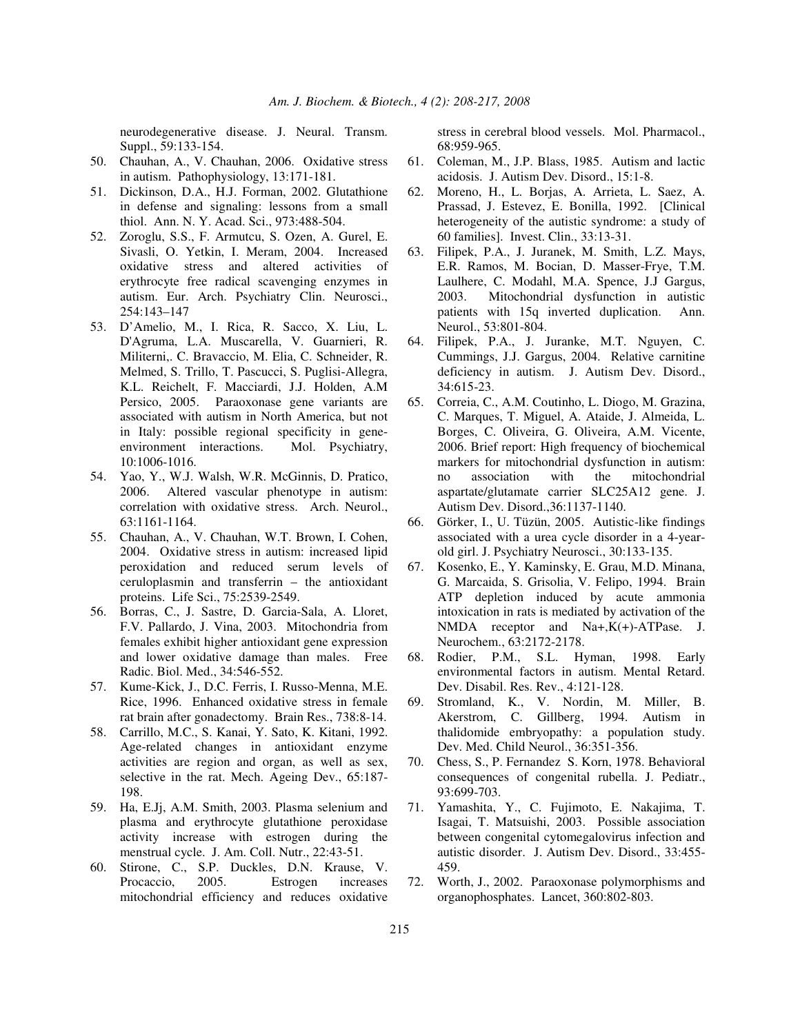neurodegenerative disease. J. Neural. Transm. Suppl., 59:133-154.

50. Chauhan, A., V. Chauhan, 2006. Oxidative stress in autism. Pathophysiology, 13:171-181.
51. Dickinson, D.A., H.J. Forman, 2002. Glutathione in defense and signaling: lessons from a small thiol. Ann. N. Y. Acad. Sci., 973:488-504.
52. Zoroglu, S.S., F. Armutcu, S. Ozen, A. Gurel, E. Sivasli, O. Yetkin, I. Meram, 2004. Increased oxidative stress and altered activities of erythrocyte free radical scavenging enzymes in autism. Eur. Arch. Psychiatry Clin. Neurosci., 254:143–147
53. D'Amelio, M., I. Rica, R. Sacco, X. Liu, L. D'Agruma, L.A. Muscarella, V. Guarnieri, R. Militerni,. C. Bravaccio, M. Elia, C. Schneider, R. Melmed, S. Trillo, T. Pascucci, S. Puglisi-Allegra, K.L. Reichelt, F. Macciardi, J.J. Holden, A.M Persico, 2005. Paraoxonase gene variants are associated with autism in North America, but not in Italy: possible regional specificity in gene-environment interactions. Mol. Psychiatry, 10:1006-1016.
54. Yao, Y., W.J. Walsh, W.R. McGinnis, D. Pratico, 2006. Altered vascular phenotype in autism: correlation with oxidative stress. Arch. Neurol., 63:1161-1164.
55. Chauhan, A., V. Chauhan, W.T. Brown, I. Cohen, 2004. Oxidative stress in autism: increased lipid peroxidation and reduced serum levels of ceruloplasmin and transferrin – the antioxidant proteins. Life Sci., 75:2539-2549.
56. Borras, C., J. Sastre, D. Garcia-Sala, A. Lloret, F.V. Pallardo, J. Vina, 2003. Mitochondria from females exhibit higher antioxidant gene expression and lower oxidative damage than males. Free Radic. Biol. Med., 34:546-552.
57. Kume-Kick, J., D.C. Ferris, I. Russo-Menna, M.E. Rice, 1996. Enhanced oxidative stress in female rat brain after gonadectomy. Brain Res., 738:8-14.
58. Carrillo, M.C., S. Kanai, Y. Sato, K. Kitani, 1992. Age-related changes in antioxidant enzyme activities are region and organ, as well as sex, selective in the rat. Mech. Ageing Dev., 65:187-198.
59. Ha, E.Jj, A.M. Smith, 2003. Plasma selenium and plasma and erythrocyte glutathione peroxidase activity increase with estrogen during the menstrual cycle. J. Am. Coll. Nutr., 22:43-51.
60. Stirone, C., S.P. Duckles, D.N. Krause, V. Procaccio, 2005. Estrogen increases mitochondrial efficiency and reduces oxidative stress in cerebral blood vessels. Mol. Pharmacol., 68:959-965.
61. Coleman, M., J.P. Blass, 1985. Autism and lactic acidosis. J. Autism Dev. Disord., 15:1-8.
62. Moreno, H., L. Borjas, A. Arrieta, L. Saez, A. Prassad, J. Estevez, E. Bonilla, 1992. [Clinical heterogeneity of the autistic syndrome: a study of 60 families]. Invest. Clin., 33:13-31.
63. Filipek, P.A., J. Juranek, M. Smith, L.Z. Mays, E.R. Ramos, M. Bocian, D. Masser-Frye, T.M. Laulhere, C. Modahl, M.A. Spence, J.J Gargus, 2003. Mitochondrial dysfunction in autistic patients with 15q inverted duplication. Ann. Neurol., 53:801-804.
64. Filipek, P.A., J. Juranke, M.T. Nguyen, C. Cummings, J.J. Gargus, 2004. Relative carnitine deficiency in autism. J. Autism Dev. Disord., 34:615-23.
65. Correia, C., A.M. Coutinho, L. Diogo, M. Grazina, C. Marques, T. Miguel, A. Ataide, J. Almeida, L. Borges, C. Oliveira, G. Oliveira, A.M. Vicente, 2006. Brief report: High frequency of biochemical markers for mitochondrial dysfunction in autism: no association with the mitochondrial aspartate/glutamate carrier SLC25A12 gene. J. Autism Dev. Disord.,36:1137-1140.
66. Görker, I., U. Tüzün, 2005. Autistic-like findings associated with a urea cycle disorder in a 4-year-old girl. J. Psychiatry Neurosci., 30:133-135.
67. Kosenko, E., Y. Kaminsky, E. Grau, M.D. Minana, G. Marcaida, S. Grisolia, V. Felipo, 1994. Brain ATP depletion induced by acute ammonia intoxication in rats is mediated by activation of the NMDA receptor and Na+,K(+)-ATPase. J. Neurochem., 63:2172-2178.
68. Rodier, P.M., S.L. Hyman, 1998. Early environmental factors in autism. Mental Retard. Dev. Disabil. Res. Rev., 4:121-128.
69. Stromland, K., V. Nordin, M. Miller, B. Akerstrom, C. Gillberg, 1994. Autism in thalidomide embryopathy: a population study. Dev. Med. Child Neurol., 36:351-356.
70. Chess, S., P. Fernandez S. Korn, 1978. Behavioral consequences of congenital rubella. J. Pediatr., 93:699-703.
71. Yamashita, Y., C. Fujimoto, E. Nakajima, T. Isagai, T. Matsuishi, 2003. Possible association between congenital cytomegalovirus infection and autistic disorder. J. Autism Dev. Disord., 33:455-459.
72. Worth, J., 2002. Paraoxonase polymorphisms and organophosphates. Lancet, 360:802-803.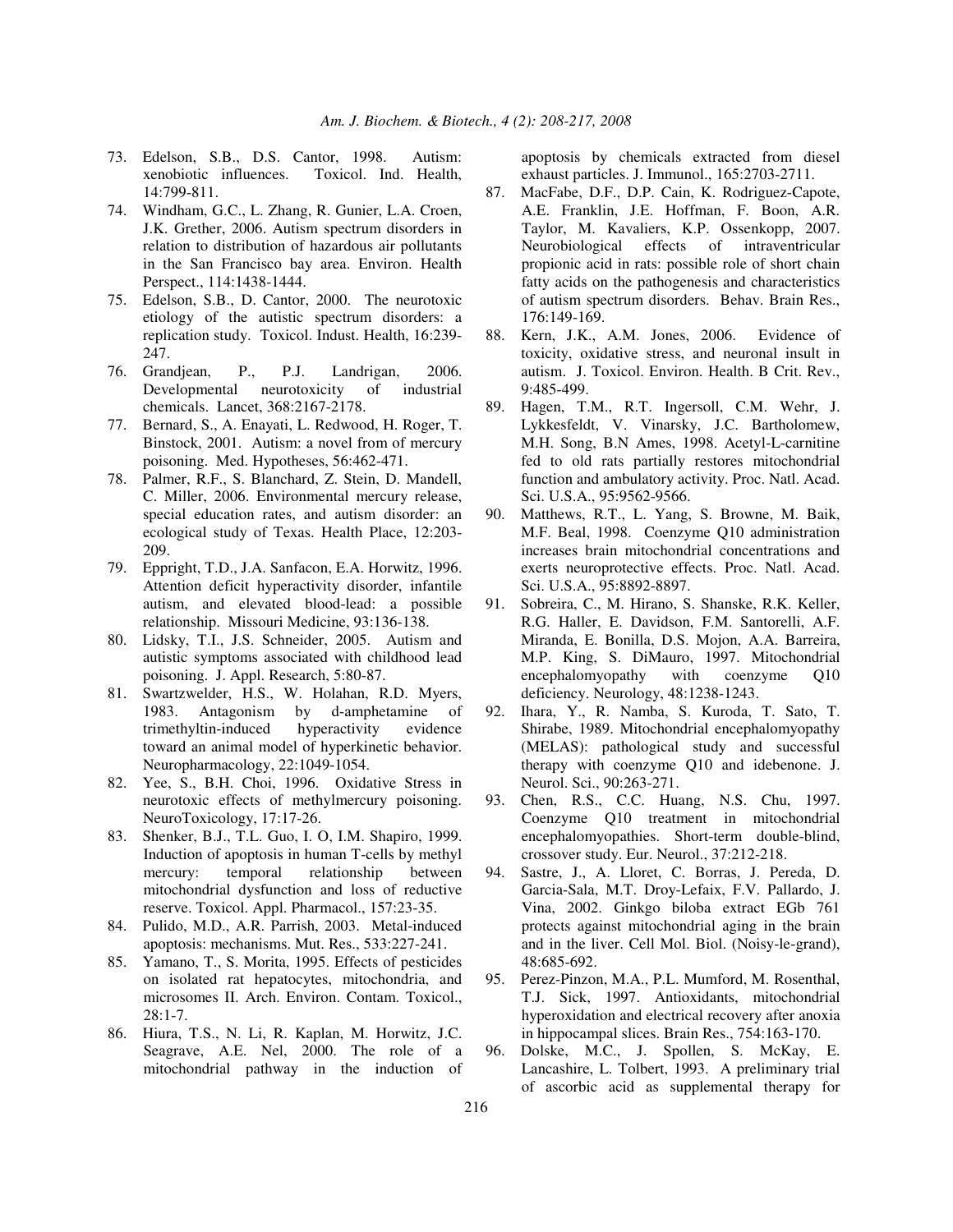73. Edelson, S.B., D.S. Cantor, 1998. Autism: xenobiotic influences. Toxicol. Ind. Health, 14:799-811.
74. Windham, G.C., L. Zhang, R. Gunier, L.A. Croen, J.K. Grether, 2006. Autism spectrum disorders in relation to distribution of hazardous air pollutants in the San Francisco bay area. Environ. Health Perspect., 114:1438-1444.
75. Edelson, S.B., D. Cantor, 2000. The neurotoxic etiology of the autistic spectrum disorders: a replication study. Toxicol. Indust. Health, 16:239-247.
76. Grandjean, P., P.J. Landrigan, 2006. Developmental neurotoxicity of industrial chemicals. Lancet, 368:2167-2178.
77. Bernard, S., A. Enayati, L. Redwood, H. Roger, T. Binstock, 2001. Autism: a novel from of mercury poisoning. Med. Hypotheses, 56:462-471.
78. Palmer, R.F., S. Blanchard, Z. Stein, D. Mandell, C. Miller, 2006. Environmental mercury release, special education rates, and autism disorder: an ecological study of Texas. Health Place, 12:203-209.
79. Eppright, T.D., J.A. Sanfacon, E.A. Horwitz, 1996. Attention deficit hyperactivity disorder, infantile autism, and elevated blood-lead: a possible relationship. Missouri Medicine, 93:136-138.
80. Lidsky, T.I., J.S. Schneider, 2005. Autism and autistic symptoms associated with childhood lead poisoning. J. Appl. Research, 5:80-87.
81. Swartzwelder, H.S., W. Holahan, R.D. Myers, 1983. Antagonism by d-amphetamine of trimethyltin-induced hyperactivity evidence toward an animal model of hyperkinetic behavior. Neuropharmacology, 22:1049-1054.
82. Yee, S., B.H. Choi, 1996. Oxidative Stress in neurotoxic effects of methylmercury poisoning. NeuroToxicology, 17:17-26.
83. Shenker, B.J., T.L. Guo, I. O, I.M. Shapiro, 1999. Induction of apoptosis in human T-cells by methyl mercury: temporal relationship between mitochondrial dysfunction and loss of reductive reserve. Toxicol. Appl. Pharmacol., 157:23-35.
84. Pulido, M.D., A.R. Parrish, 2003. Metal-induced apoptosis: mechanisms. Mut. Res., 533:227-241.
85. Yamano, T., S. Morita, 1995. Effects of pesticides on isolated rat hepatocytes, mitochondria, and microsomes II. Arch. Environ. Contam. Toxicol., 28:1-7.
86. Hiura, T.S., N. Li, R. Kaplan, M. Horwitz, J.C. Seagrave, A.E. Nel, 2000. The role of a mitochondrial pathway in the induction of apoptosis by chemicals extracted from diesel exhaust particles. J. Immunol., 165:2703-2711.
87. MacFabe, D.F., D.P. Cain, K. Rodriguez-Capote, A.E. Franklin, J.E. Hoffman, F. Boon, A.R. Taylor, M. Kavaliers, K.P. Ossenkopp, 2007. Neurobiological effects of intraventricular propionic acid in rats: possible role of short chain fatty acids on the pathogenesis and characteristics of autism spectrum disorders. Behav. Brain Res., 176:149-169.
88. Kern, J.K., A.M. Jones, 2006. Evidence of toxicity, oxidative stress, and neuronal insult in autism. J. Toxicol. Environ. Health. B Crit. Rev., 9:485-499.
89. Hagen, T.M., R.T. Ingersoll, C.M. Wehr, J. Lykkesfeldt, V. Vinarsky, J.C. Bartholomew, M.H. Song, B.N Ames, 1998. Acetyl-L-carnitine fed to old rats partially restores mitochondrial function and ambulatory activity. Proc. Natl. Acad. Sci. U.S.A., 95:9562-9566.
90. Matthews, R.T., L. Yang, S. Browne, M. Baik, M.F. Beal, 1998. Coenzyme Q10 administration increases brain mitochondrial concentrations and exerts neuroprotective effects. Proc. Natl. Acad. Sci. U.S.A., 95:8892-8897.
91. Sobreira, C., M. Hirano, S. Shanske, R.K. Keller, R.G. Haller, E. Davidson, F.M. Santorelli, A.F. Miranda, E. Bonilla, D.S. Mojon, A.A. Barreira, M.P. King, S. DiMauro, 1997. Mitochondrial encephalomyopathy with coenzyme Q10 deficiency. Neurology, 48:1238-1243.
92. Ihara, Y., R. Namba, S. Kuroda, T. Sato, T. Shirabe, 1989. Mitochondrial encephalomyopathy (MELAS): pathological study and successful therapy with coenzyme Q10 and idebenone. J. Neurol. Sci., 90:263-271.
93. Chen, R.S., C.C. Huang, N.S. Chu, 1997. Coenzyme Q10 treatment in mitochondrial encephalomyopathies. Short-term double-blind, crossover study. Eur. Neurol., 37:212-218.
94. Sastre, J., A. Lloret, C. Borras, J. Pereda, D. Garcia-Sala, M.T. Droy-Lefaix, F.V. Pallardo, J. Vina, 2002. Ginkgo biloba extract EGb 761 protects against mitochondrial aging in the brain and in the liver. Cell Mol. Biol. (Noisy-le-grand), 48:685-692.
95. Perez-Pinzon, M.A., P.L. Mumford, M. Rosenthal, T.J. Sick, 1997. Antioxidants, mitochondrial hyperoxidation and electrical recovery after anoxia in hippocampal slices. Brain Res., 754:163-170.
96. Dolske, M.C., J. Spollen, S. McKay, E. Lancashire, L. Tolbert, 1993. A preliminary trial of ascorbic acid as supplemental therapy for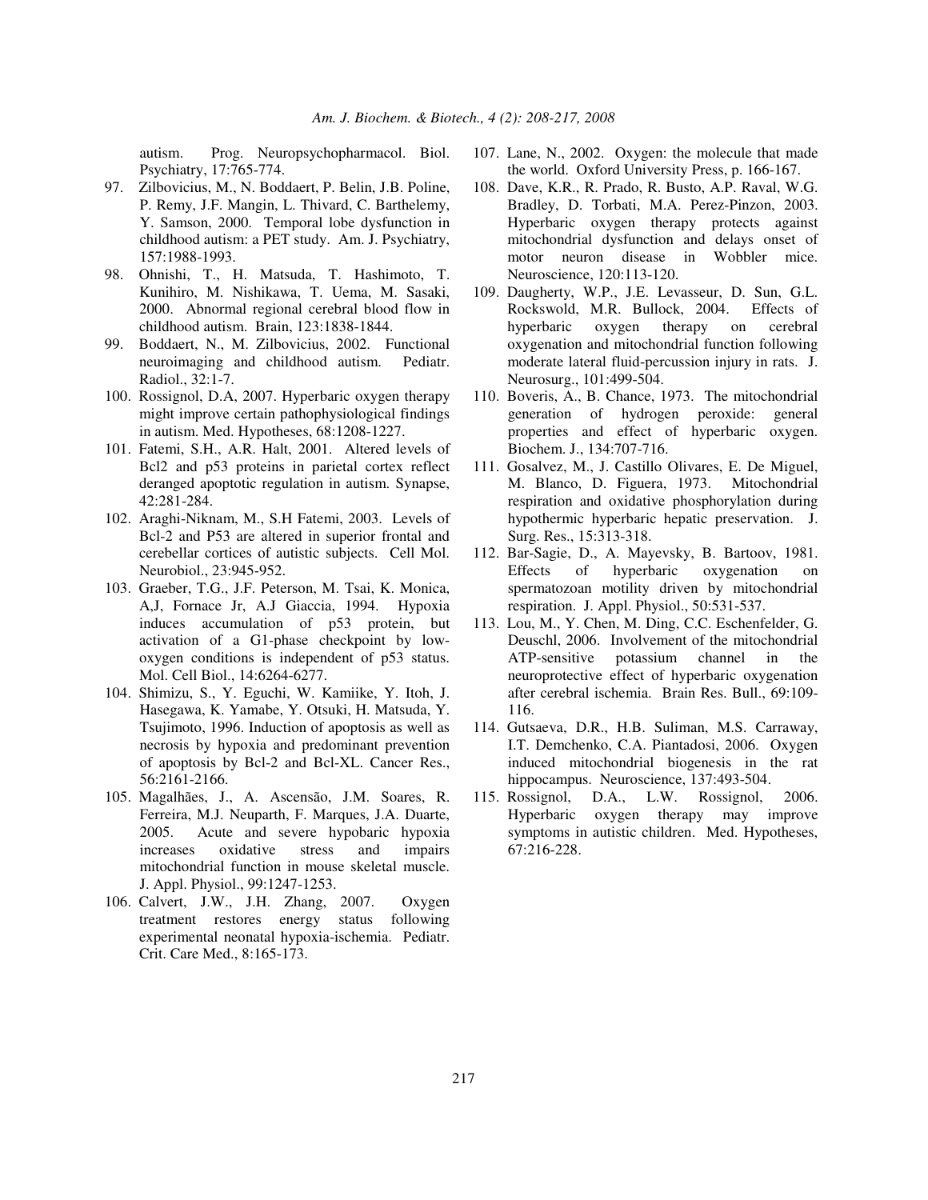autism. Prog. Neuropsychopharmacol. Biol. Psychiatry, 17:765-774.

97. Zilbovicius, M., N. Boddaert, P. Belin, J.B. Poline, P. Remy, J.F. Mangin, L. Thivard, C. Barthelemy, Y. Samson, 2000. Temporal lobe dysfunction in childhood autism: a PET study. Am. J. Psychiatry, 157:1988-1993.
98. Ohnishi, T., H. Matsuda, T. Hashimoto, T. Kunihiro, M. Nishikawa, T. Uema, M. Sasaki, 2000. Abnormal regional cerebral blood flow in childhood autism. Brain, 123:1838-1844.
99. Boddaert, N., M. Zilbovicius, 2002. Functional neuroimaging and childhood autism. Pediatr. Radiol., 32:1-7.
100. Rossignol, D.A, 2007. Hyperbaric oxygen therapy might improve certain pathophysiological findings in autism. Med. Hypotheses, 68:1208-1227.
101. Fatemi, S.H., A.R. Halt, 2001. Altered levels of Bcl2 and p53 proteins in parietal cortex reflect deranged apoptotic regulation in autism. Synapse, 42:281-284.
102. Araghi-Niknam, M., S.H Fatemi, 2003. Levels of Bcl-2 and P53 are altered in superior frontal and cerebellar cortices of autistic subjects. Cell Mol. Neurobiol., 23:945-952.
103. Graeber, T.G., J.F. Peterson, M. Tsai, K. Monica, A,J, Fornace Jr, A.J Giaccia, 1994. Hypoxia induces accumulation of p53 protein, but activation of a G1-phase checkpoint by low-oxygen conditions is independent of p53 status. Mol. Cell Biol., 14:6264-6277.
104. Shimizu, S., Y. Eguchi, W. Kamiike, Y. Itoh, J. Hasegawa, K. Yamabe, Y. Otsuki, H. Matsuda, Y. Tsujimoto, 1996. Induction of apoptosis as well as necrosis by hypoxia and predominant prevention of apoptosis by Bcl-2 and Bcl-XL. Cancer Res., 56:2161-2166.
105. Magalhães, J., A. Ascensão, J.M. Soares, R. Ferreira, M.J. Neuparth, F. Marques, J.A. Duarte, 2005. Acute and severe hypobaric hypoxia increases oxidative stress and impairs mitochondrial function in mouse skeletal muscle. J. Appl. Physiol., 99:1247-1253.
106. Calvert, J.W., J.H. Zhang, 2007. Oxygen treatment restores energy status following experimental neonatal hypoxia-ischemia. Pediatr. Crit. Care Med., 8:165-173.
107. Lane, N., 2002. Oxygen: the molecule that made the world. Oxford University Press, p. 166-167.
108. Dave, K.R., R. Prado, R. Busto, A.P. Raval, W.G. Bradley, D. Torbati, M.A. Perez-Pinzon, 2003. Hyperbaric oxygen therapy protects against mitochondrial dysfunction and delays onset of motor neuron disease in Wobbler mice. Neuroscience, 120:113-120.
109. Daugherty, W.P., J.E. Levasseur, D. Sun, G.L. Rockswold, M.R. Bullock, 2004. Effects of hyperbaric oxygen therapy on cerebral oxygenation and mitochondrial function following moderate lateral fluid-percussion injury in rats. J. Neurosurg., 101:499-504.
110. Boveris, A., B. Chance, 1973. The mitochondrial generation of hydrogen peroxide: general properties and effect of hyperbaric oxygen. Biochem. J., 134:707-716.
111. Gosalvez, M., J. Castillo Olivares, E. De Miguel, M. Blanco, D. Figuera, 1973. Mitochondrial respiration and oxidative phosphorylation during hypothermic hyperbaric hepatic preservation. J. Surg. Res., 15:313-318.
112. Bar-Sagie, D., A. Mayevsky, B. Bartoov, 1981. Effects of hyperbaric oxygenation on spermatozoan motility driven by mitochondrial respiration. J. Appl. Physiol., 50:531-537.
113. Lou, M., Y. Chen, M. Ding, C.C. Eschenfelder, G. Deuschl, 2006. Involvement of the mitochondrial ATP-sensitive potassium channel in the neuroprotective effect of hyperbaric oxygenation after cerebral ischemia. Brain Res. Bull., 69:109-116.
114. Gutsaeva, D.R., H.B. Suliman, M.S. Carraway, I.T. Demchenko, C.A. Piantadosi, 2006. Oxygen induced mitochondrial biogenesis in the rat hippocampus. Neuroscience, 137:493-504.
115. Rossignol, D.A., L.W. Rossignol, 2006. Hyperbaric oxygen therapy may improve symptoms in autistic children. Med. Hypotheses, 67:216-228.